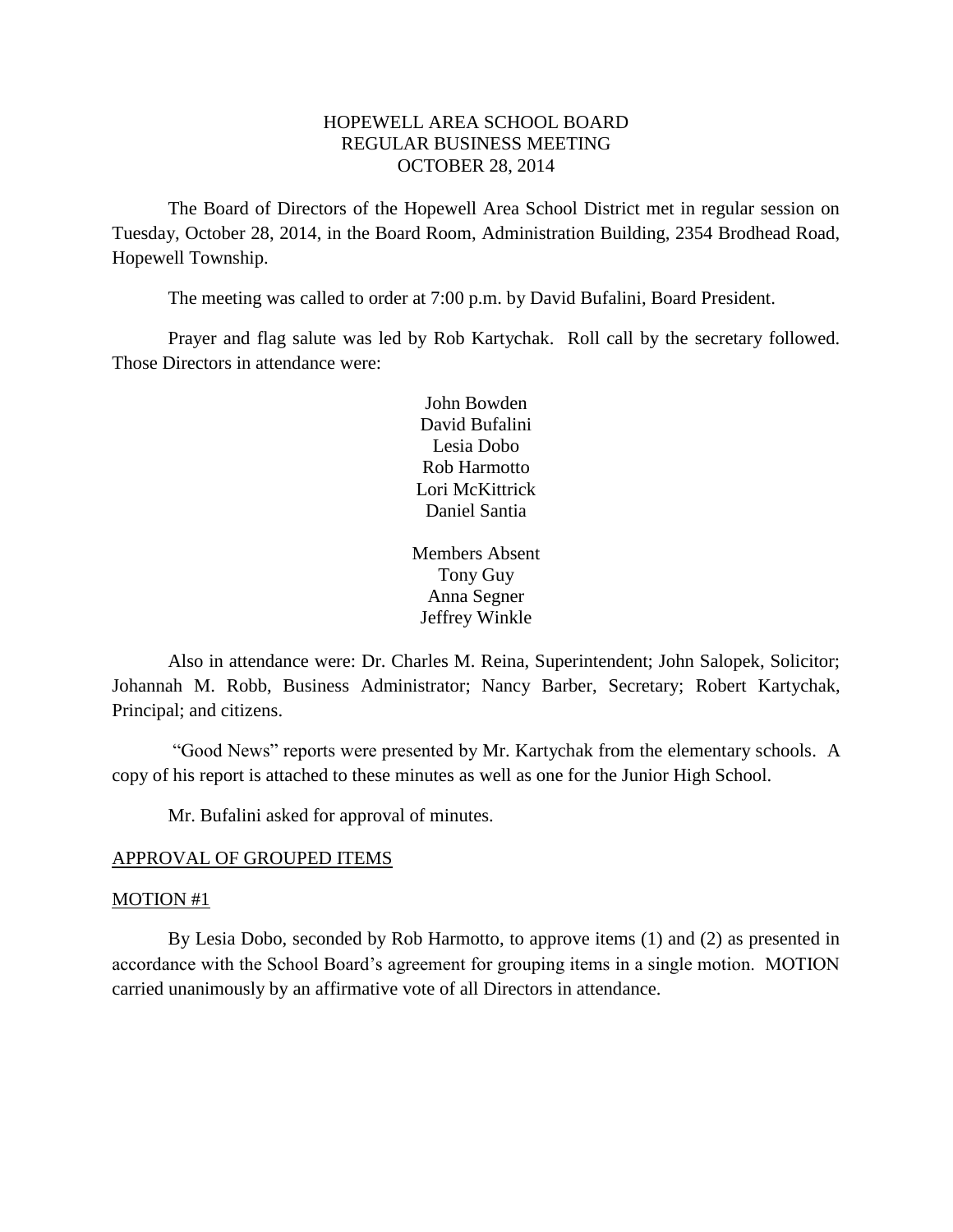# HOPEWELL AREA SCHOOL BOARD
## REGULAR BUSINESS MEETING
## OCTOBER 28, 2014

The Board of Directors of the Hopewell Area School District met in regular session on Tuesday, October 28, 2014, in the Board Room, Administration Building, 2354 Brodhead Road, Hopewell Township.

The meeting was called to order at 7:00 p.m. by David Bufalini, Board President.

Prayer and flag salute was led by Rob Kartychak. Roll call by the secretary followed. Those Directors in attendance were:

John Bowden
David Bufalini
Lesia Dobo
Rob Harmotto
Lori McKittrick
Daniel Santia

Members Absent
Tony Guy
Anna Segner
Jeffrey Winkle

Also in attendance were: Dr. Charles M. Reina, Superintendent; John Salopek, Solicitor; Johannah M. Robb, Business Administrator; Nancy Barber, Secretary; Robert Kartychak, Principal; and citizens.

"Good News" reports were presented by Mr. Kartychak from the elementary schools. A copy of his report is attached to these minutes as well as one for the Junior High School.

Mr. Bufalini asked for approval of minutes.

APPROVAL OF GROUPED ITEMS

MOTION #1

By Lesia Dobo, seconded by Rob Harmotto, to approve items (1) and (2) as presented in accordance with the School Board's agreement for grouping items in a single motion. MOTION carried unanimously by an affirmative vote of all Directors in attendance.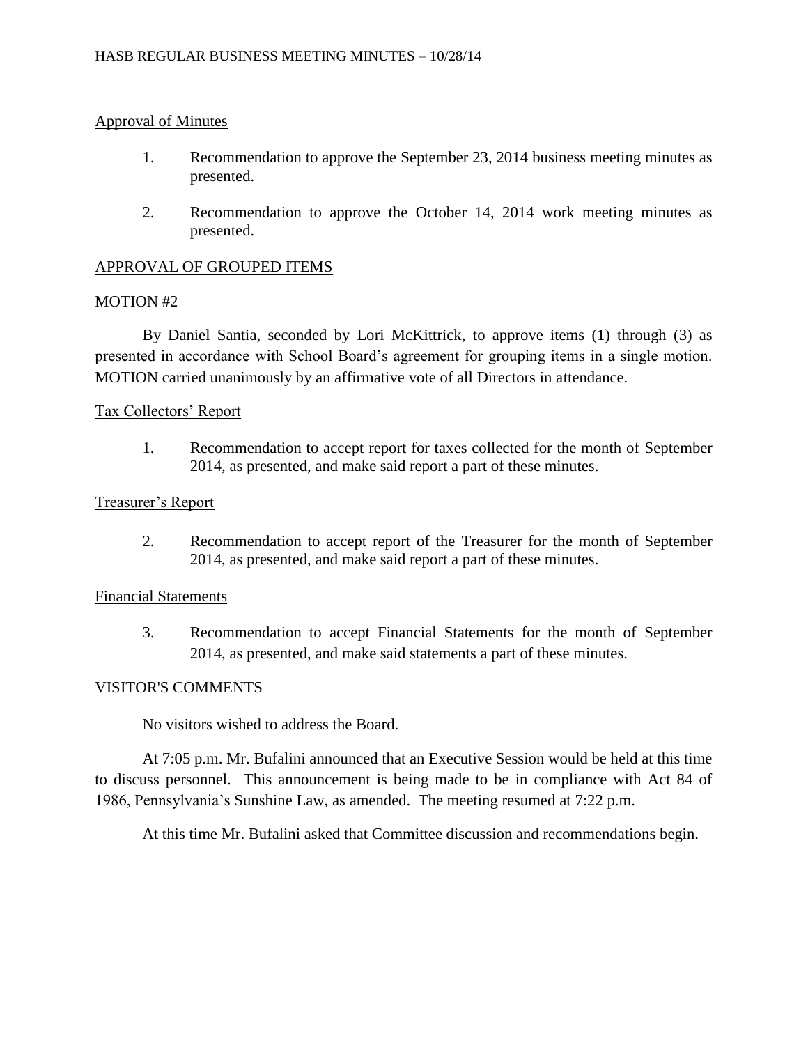Approval of Minutes

1. Recommendation to approve the September 23, 2014 business meeting minutes as presented.

2. Recommendation to approve the October 14, 2014 work meeting minutes as presented.

## APPROVAL OF GROUPED ITEMS

### MOTION #2

By Daniel Santia, seconded by Lori McKittrick, to approve items (1) through (3) as presented in accordance with School Board's agreement for grouping items in a single motion. MOTION carried unanimously by an affirmative vote of all Directors in attendance.

Tax Collectors' Report

1. Recommendation to accept report for taxes collected for the month of September 2014, as presented, and make said report a part of these minutes.

Treasurer's Report

2. Recommendation to accept report of the Treasurer for the month of September 2014, as presented, and make said report a part of these minutes.

Financial Statements

3. Recommendation to accept Financial Statements for the month of September 2014, as presented, and make said statements a part of these minutes.

## VISITOR'S COMMENTS

No visitors wished to address the Board.

At 7:05 p.m. Mr. Bufalini announced that an Executive Session would be held at this time to discuss personnel. This announcement is being made to be in compliance with Act 84 of 1986, Pennsylvania's Sunshine Law, as amended. The meeting resumed at 7:22 p.m.

At this time Mr. Bufalini asked that Committee discussion and recommendations begin.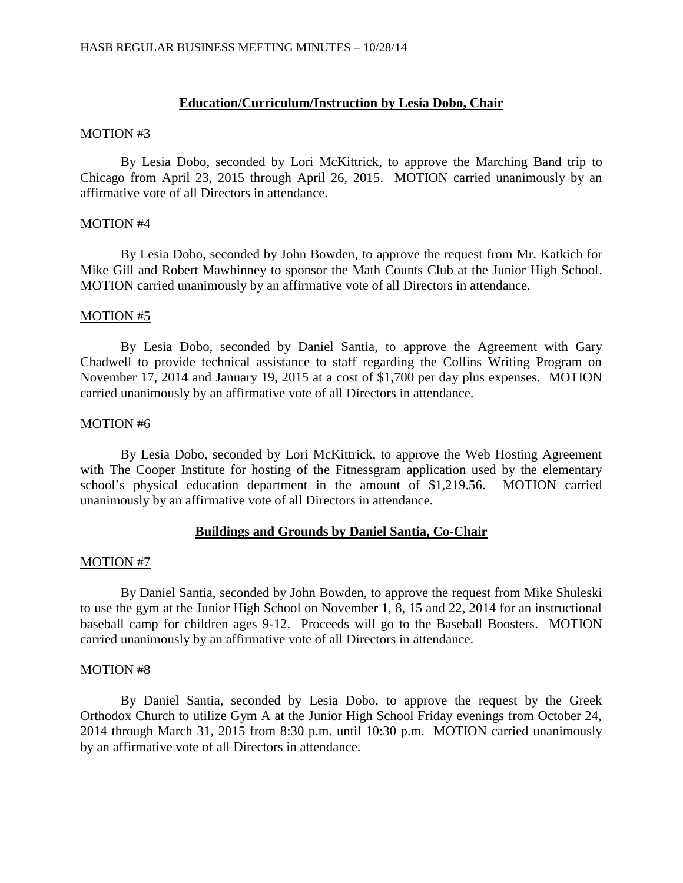## Education/Curriculum/Instruction by Lesia Dobo, Chair

MOTION #3

By Lesia Dobo, seconded by Lori McKittrick, to approve the Marching Band trip to Chicago from April 23, 2015 through April 26, 2015. MOTION carried unanimously by an affirmative vote of all Directors in attendance.

MOTION #4

By Lesia Dobo, seconded by John Bowden, to approve the request from Mr. Katkich for Mike Gill and Robert Mawhinney to sponsor the Math Counts Club at the Junior High School. MOTION carried unanimously by an affirmative vote of all Directors in attendance.

MOTION #5

By Lesia Dobo, seconded by Daniel Santia, to approve the Agreement with Gary Chadwell to provide technical assistance to staff regarding the Collins Writing Program on November 17, 2014 and January 19, 2015 at a cost of $1,700 per day plus expenses. MOTION carried unanimously by an affirmative vote of all Directors in attendance.

MOTION #6

By Lesia Dobo, seconded by Lori McKittrick, to approve the Web Hosting Agreement with The Cooper Institute for hosting of the Fitnessgram application used by the elementary school's physical education department in the amount of $1,219.56. MOTION carried unanimously by an affirmative vote of all Directors in attendance.

## Buildings and Grounds by Daniel Santia, Co-Chair

MOTION #7

By Daniel Santia, seconded by John Bowden, to approve the request from Mike Shuleski to use the gym at the Junior High School on November 1, 8, 15 and 22, 2014 for an instructional baseball camp for children ages 9-12. Proceeds will go to the Baseball Boosters. MOTION carried unanimously by an affirmative vote of all Directors in attendance.

MOTION #8

By Daniel Santia, seconded by Lesia Dobo, to approve the request by the Greek Orthodox Church to utilize Gym A at the Junior High School Friday evenings from October 24, 2014 through March 31, 2015 from 8:30 p.m. until 10:30 p.m. MOTION carried unanimously by an affirmative vote of all Directors in attendance.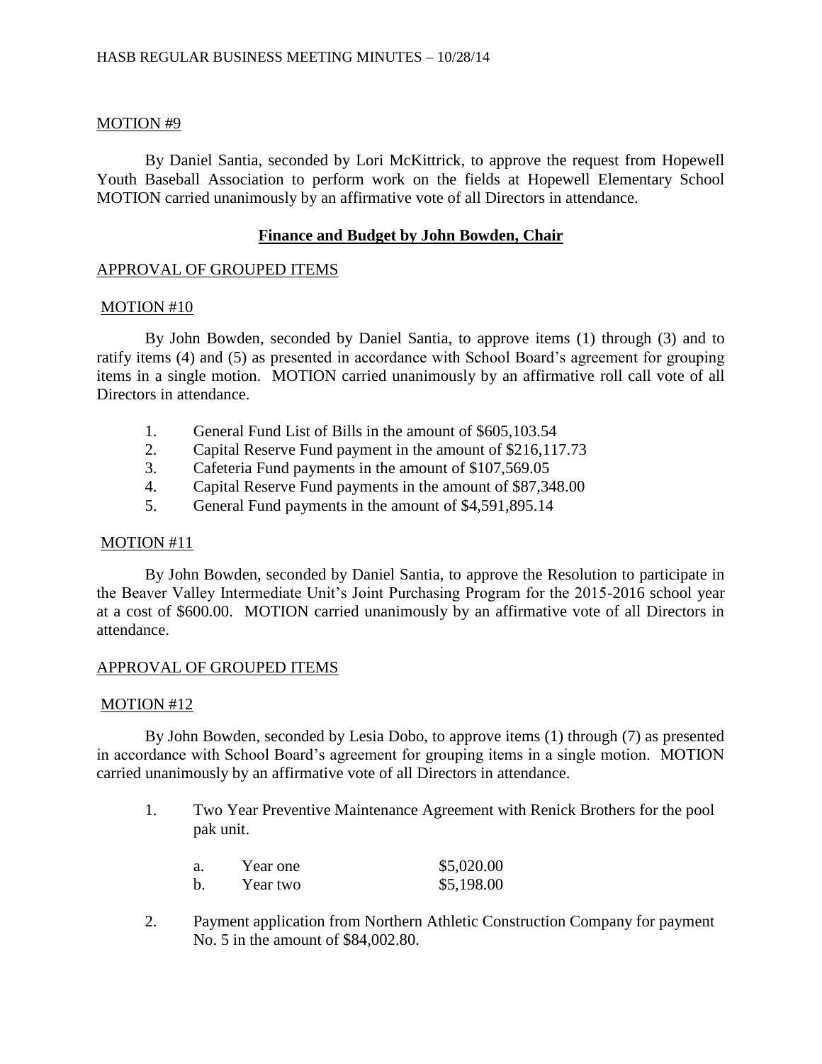MOTION #9

By Daniel Santia, seconded by Lori McKittrick, to approve the request from Hopewell Youth Baseball Association to perform work on the fields at Hopewell Elementary School MOTION carried unanimously by an affirmative vote of all Directors in attendance.

## **Finance and Budget by John Bowden, Chair**

APPROVAL OF GROUPED ITEMS

MOTION #10

By John Bowden, seconded by Daniel Santia, to approve items (1) through (3) and to ratify items (4) and (5) as presented in accordance with School Board's agreement for grouping items in a single motion. MOTION carried unanimously by an affirmative roll call vote of all Directors in attendance.

1. General Fund List of Bills in the amount of $605,103.54
2. Capital Reserve Fund payment in the amount of $216,117.73
3. Cafeteria Fund payments in the amount of $107,569.05
4. Capital Reserve Fund payments in the amount of $87,348.00
5. General Fund payments in the amount of $4,591,895.14

MOTION #11

By John Bowden, seconded by Daniel Santia, to approve the Resolution to participate in the Beaver Valley Intermediate Unit's Joint Purchasing Program for the 2015-2016 school year at a cost of $600.00. MOTION carried unanimously by an affirmative vote of all Directors in attendance.

APPROVAL OF GROUPED ITEMS

MOTION #12

By John Bowden, seconded by Lesia Dobo, to approve items (1) through (7) as presented in accordance with School Board's agreement for grouping items in a single motion. MOTION carried unanimously by an affirmative vote of all Directors in attendance.

1. Two Year Preventive Maintenance Agreement with Renick Brothers for the pool pak unit.

   a. Year one $5,020.00
   b. Year two $5,198.00

2. Payment application from Northern Athletic Construction Company for payment No. 5 in the amount of $84,002.80.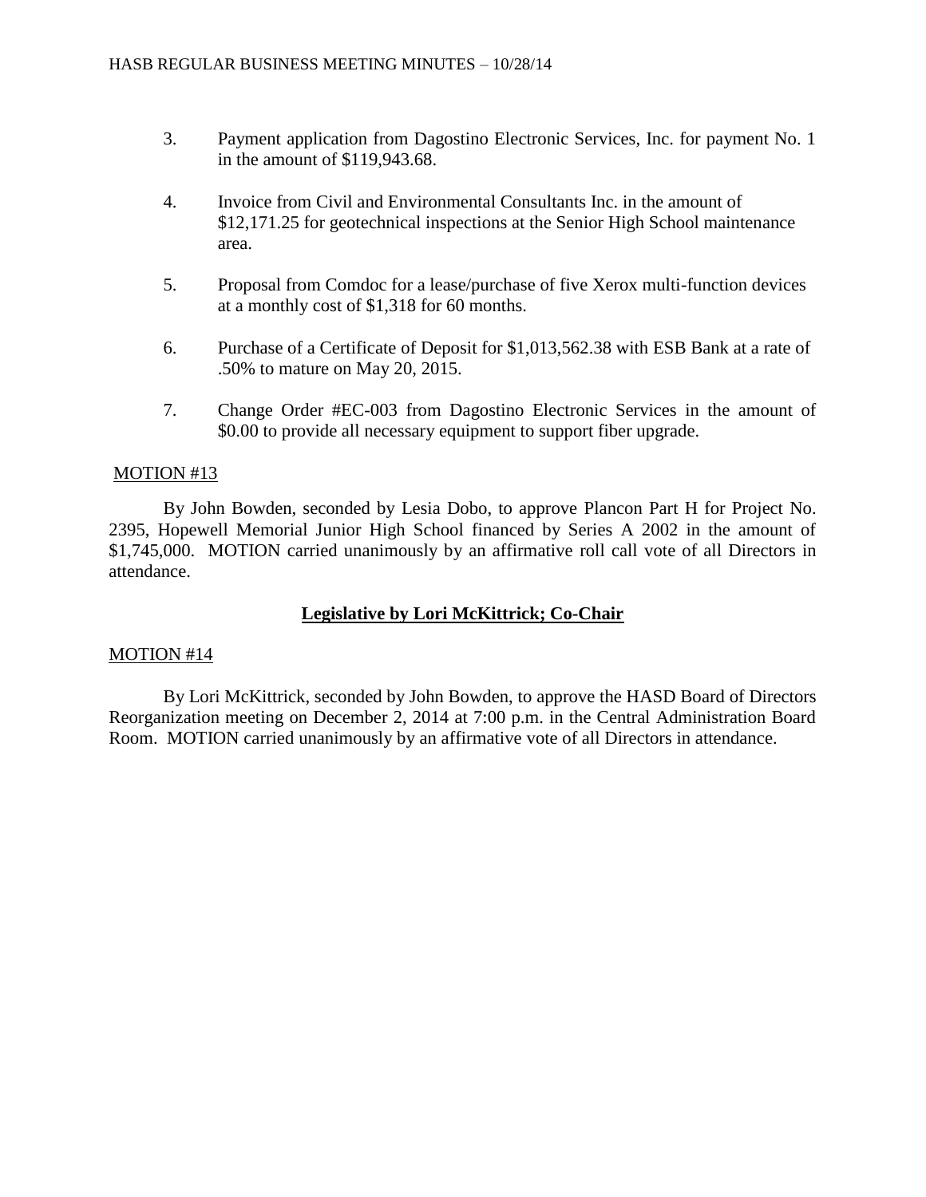3. Payment application from Dagostino Electronic Services, Inc. for payment No. 1 in the amount of $119,943.68.

4. Invoice from Civil and Environmental Consultants Inc. in the amount of $12,171.25 for geotechnical inspections at the Senior High School maintenance area.

5. Proposal from Comdoc for a lease/purchase of five Xerox multi-function devices at a monthly cost of $1,318 for 60 months.

6. Purchase of a Certificate of Deposit for $1,013,562.38 with ESB Bank at a rate of .50% to mature on May 20, 2015.

7. Change Order #EC-003 from Dagostino Electronic Services in the amount of $0.00 to provide all necessary equipment to support fiber upgrade.

MOTION #13

By John Bowden, seconded by Lesia Dobo, to approve Plancon Part H for Project No. 2395, Hopewell Memorial Junior High School financed by Series A 2002 in the amount of $1,745,000. MOTION carried unanimously by an affirmative roll call vote of all Directors in attendance.

## Legislative by Lori McKittrick; Co-Chair

MOTION #14

By Lori McKittrick, seconded by John Bowden, to approve the HASD Board of Directors Reorganization meeting on December 2, 2014 at 7:00 p.m. in the Central Administration Board Room. MOTION carried unanimously by an affirmative vote of all Directors in attendance.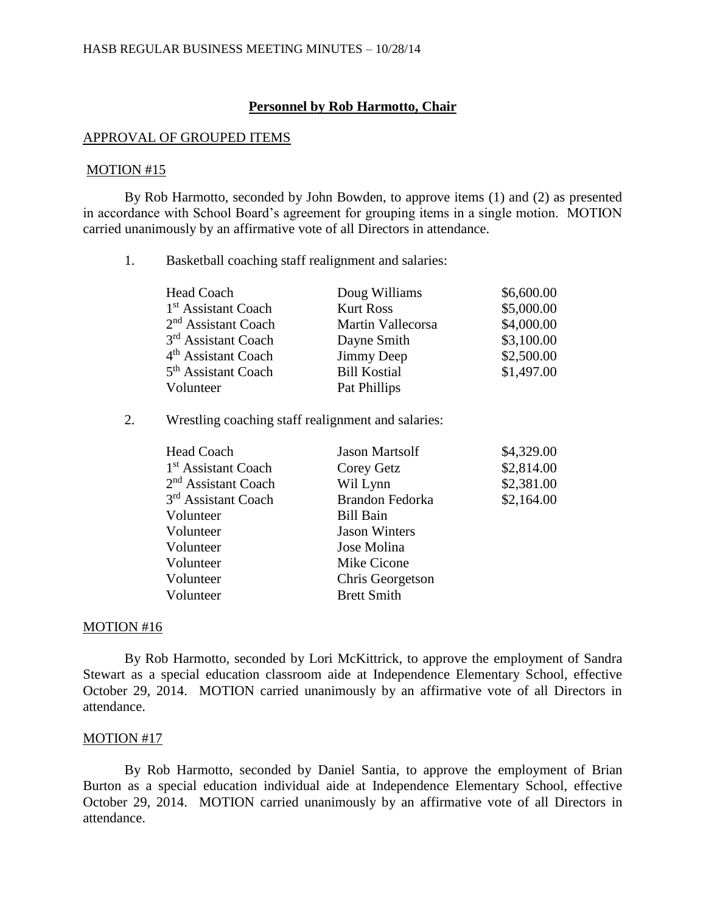## Personnel by Rob Harmotto, Chair

APPROVAL OF GROUPED ITEMS

MOTION #15

By Rob Harmotto, seconded by John Bowden, to approve items (1) and (2) as presented in accordance with School Board's agreement for grouping items in a single motion. MOTION carried unanimously by an affirmative vote of all Directors in attendance.

1. Basketball coaching staff realignment and salaries:

| | | |
|---|---|---|
| Head Coach | Doug Williams | \$6,600.00 |
| 1st Assistant Coach | Kurt Ross | \$5,000.00 |
| 2nd Assistant Coach | Martin Vallecorsa | \$4,000.00 |
| 3rd Assistant Coach | Dayne Smith | \$3,100.00 |
| 4th Assistant Coach | Jimmy Deep | \$2,500.00 |
| 5th Assistant Coach | Bill Kostial | \$1,497.00 |
| Volunteer | Pat Phillips | |

2. Wrestling coaching staff realignment and salaries:

| | | |
|---|---|---|
| Head Coach | Jason Martsolf | \$4,329.00 |
| 1st Assistant Coach | Corey Getz | \$2,814.00 |
| 2nd Assistant Coach | Wil Lynn | \$2,381.00 |
| 3rd Assistant Coach | Brandon Fedorka | \$2,164.00 |
| Volunteer | Bill Bain | |
| Volunteer | Jason Winters | |
| Volunteer | Jose Molina | |
| Volunteer | Mike Cicone | |
| Volunteer | Chris Georgetson | |
| Volunteer | Brett Smith | |

MOTION #16

By Rob Harmotto, seconded by Lori McKittrick, to approve the employment of Sandra Stewart as a special education classroom aide at Independence Elementary School, effective October 29, 2014. MOTION carried unanimously by an affirmative vote of all Directors in attendance.

MOTION #17

By Rob Harmotto, seconded by Daniel Santia, to approve the employment of Brian Burton as a special education individual aide at Independence Elementary School, effective October 29, 2014. MOTION carried unanimously by an affirmative vote of all Directors in attendance.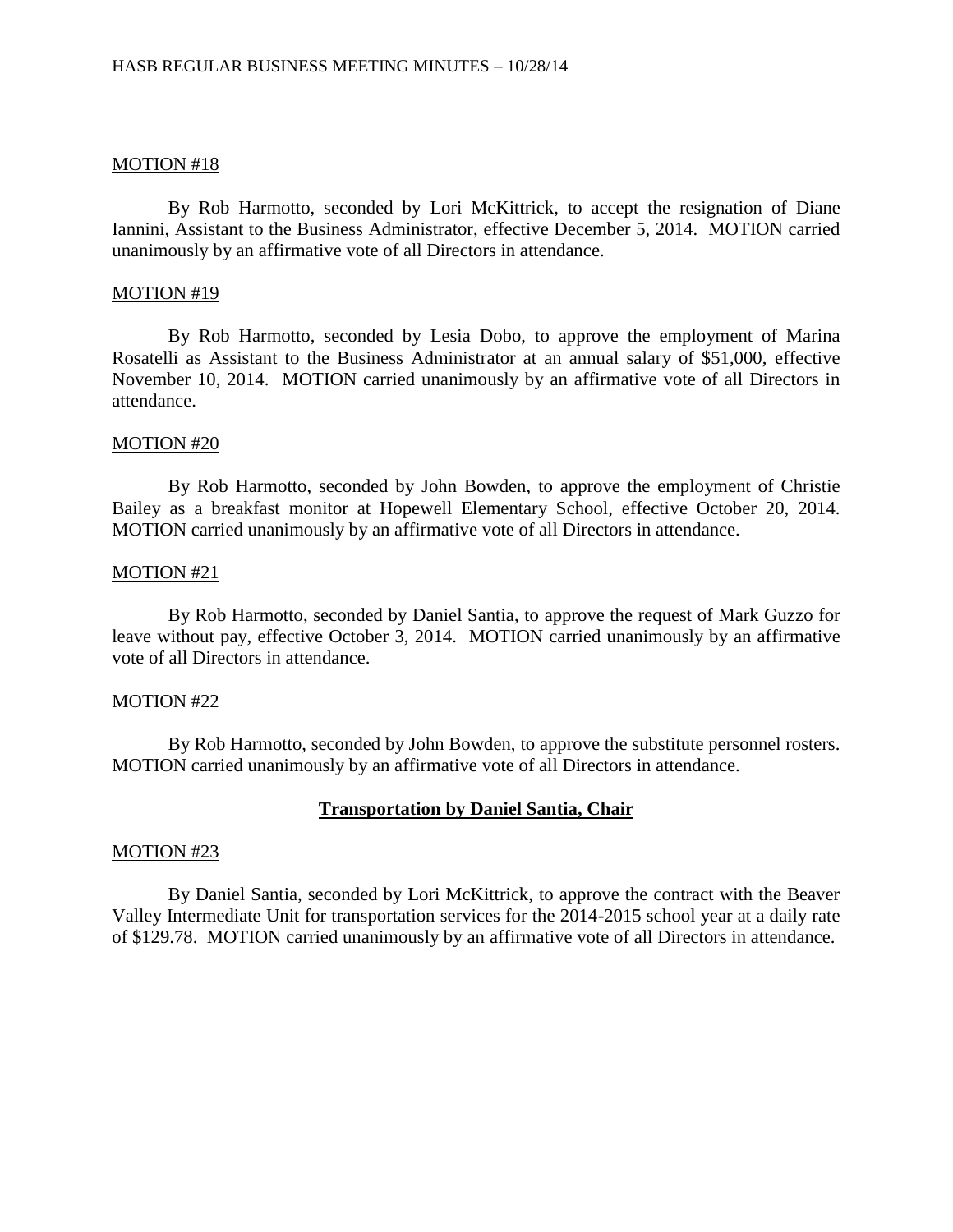MOTION #18

By Rob Harmotto, seconded by Lori McKittrick, to accept the resignation of Diane Iannini, Assistant to the Business Administrator, effective December 5, 2014. MOTION carried unanimously by an affirmative vote of all Directors in attendance.

MOTION #19

By Rob Harmotto, seconded by Lesia Dobo, to approve the employment of Marina Rosatelli as Assistant to the Business Administrator at an annual salary of $51,000, effective November 10, 2014. MOTION carried unanimously by an affirmative vote of all Directors in attendance.

MOTION #20

By Rob Harmotto, seconded by John Bowden, to approve the employment of Christie Bailey as a breakfast monitor at Hopewell Elementary School, effective October 20, 2014. MOTION carried unanimously by an affirmative vote of all Directors in attendance.

MOTION #21

By Rob Harmotto, seconded by Daniel Santia, to approve the request of Mark Guzzo for leave without pay, effective October 3, 2014. MOTION carried unanimously by an affirmative vote of all Directors in attendance.

MOTION #22

By Rob Harmotto, seconded by John Bowden, to approve the substitute personnel rosters. MOTION carried unanimously by an affirmative vote of all Directors in attendance.

## Transportation by Daniel Santia, Chair

MOTION #23

By Daniel Santia, seconded by Lori McKittrick, to approve the contract with the Beaver Valley Intermediate Unit for transportation services for the 2014-2015 school year at a daily rate of $129.78. MOTION carried unanimously by an affirmative vote of all Directors in attendance.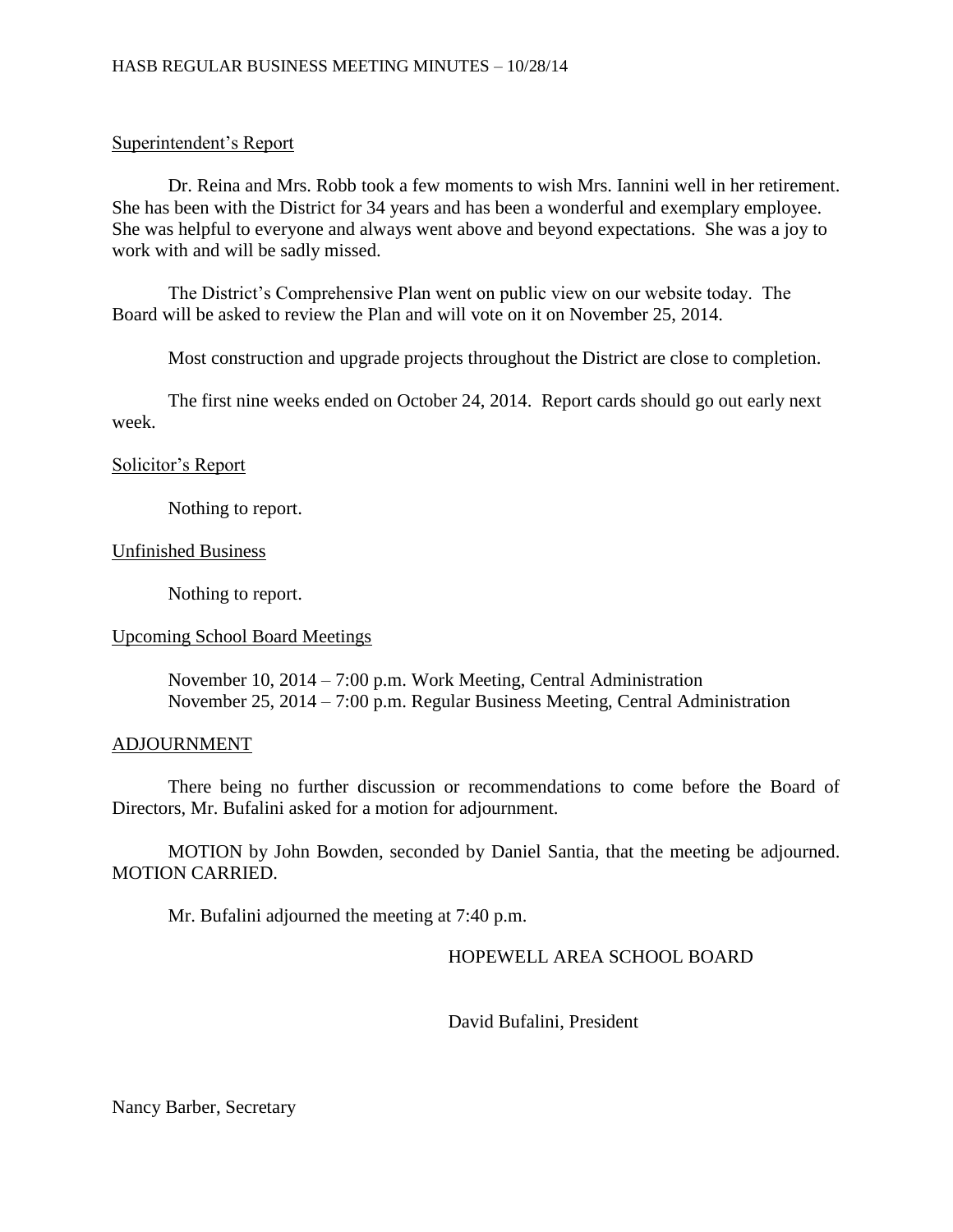## Superintendent's Report

Dr. Reina and Mrs. Robb took a few moments to wish Mrs. Iannini well in her retirement. She has been with the District for 34 years and has been a wonderful and exemplary employee. She was helpful to everyone and always went above and beyond expectations. She was a joy to work with and will be sadly missed.

The District's Comprehensive Plan went on public view on our website today. The Board will be asked to review the Plan and will vote on it on November 25, 2014.

Most construction and upgrade projects throughout the District are close to completion.

The first nine weeks ended on October 24, 2014. Report cards should go out early next week.

## Solicitor's Report

Nothing to report.

## Unfinished Business

Nothing to report.

## Upcoming School Board Meetings

November 10, 2014 – 7:00 p.m. Work Meeting, Central Administration
November 25, 2014 – 7:00 p.m. Regular Business Meeting, Central Administration

## ADJOURNMENT

There being no further discussion or recommendations to come before the Board of Directors, Mr. Bufalini asked for a motion for adjournment.

MOTION by John Bowden, seconded by Daniel Santia, that the meeting be adjourned. MOTION CARRIED.

Mr. Bufalini adjourned the meeting at 7:40 p.m.

HOPEWELL AREA SCHOOL BOARD

David Bufalini, President

Nancy Barber, Secretary